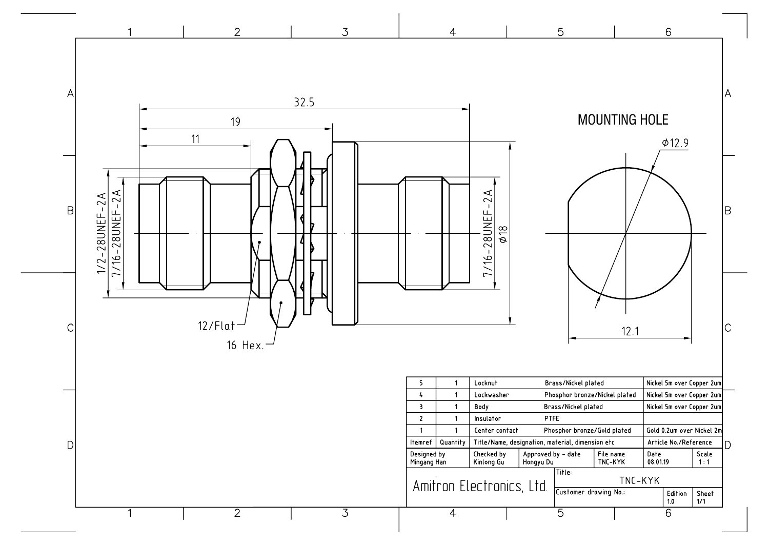32.5

19

11

MOUNTING HOLE

⌀12.9

1/2-28UNEF-2A

7/16-28UNEF-2A

7/16-28UNEF-2A

⌀18

12/Flat

16 Hex.

12.1

| 5 | 1 | Locknut | Brass/Nickel plated | Nickel 5m over Copper 2um |
|---|---|---|---|---|
| 4 | 1 | Lockwasher | Phosphor bronze/Nickel plated | Nickel 5m over Copper 2um |
| 3 | 1 | Body | Brass/Nickel plated | Nickel 5m over Copper 2um |
| 2 | 1 | Insulator | PTFE | |
| 1 | 1 | Center contact | Phosphor bronze/Gold plated | Gold 0.2um over Nickel 2m |
| Itemref | Quantity | Title/Name, designation, material, dimension etc | | Article No./Reference |

| Designed by | Checked by | Approved by - date | File name | Date | Scale |
|---|---|---|---|---|---|
| Mingang Han | Kinlong Gu | Hongyu Du | TNC-KYK | 08.01.19 | 1 : 1 |

Amitron Electronics, Ltd.

Title: TNC-KYK

Customer drawing No.:

Edition 1.0

Sheet 1/1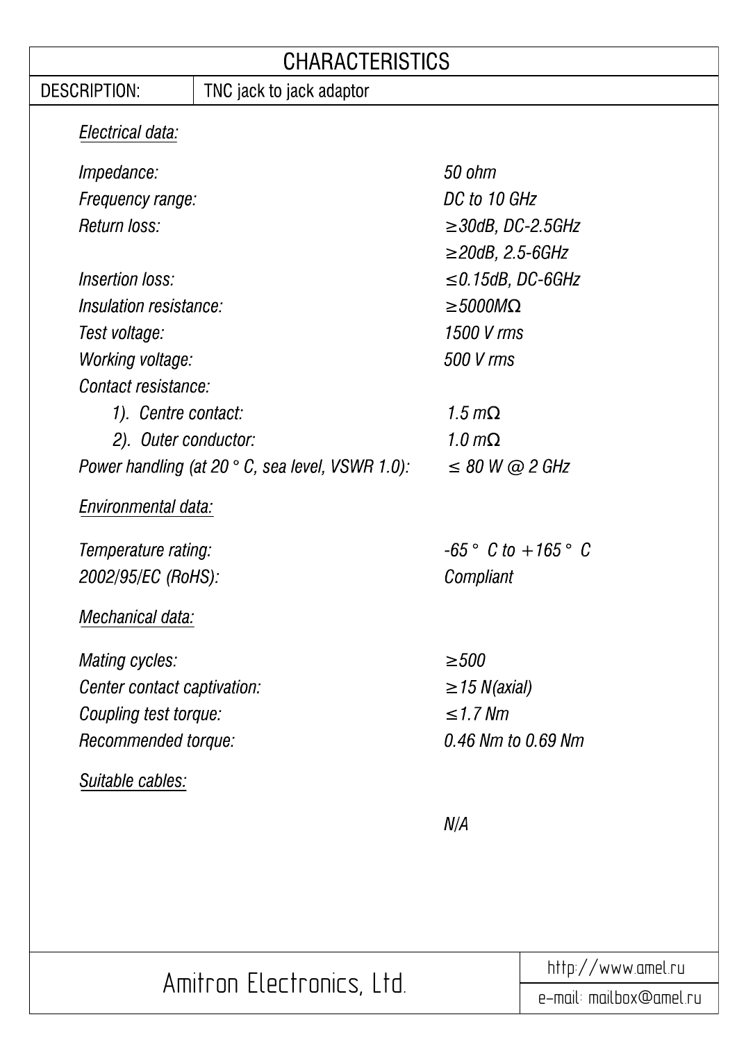# CHARACTERISTICS

| | |
|---|---|
| DESCRIPTION: | TNC jack to jack adaptor |

### *Electrical data:*

| | |
|---|---|
| *Impedance:* | *50 ohm* |
| *Frequency range:* | *DC to 10 GHz* |
| *Return loss:* | *≥30dB, DC-2.5GHz* |
| | *≥20dB, 2.5-6GHz* |
| *Insertion loss:* | *≤0.15dB, DC-6GHz* |
| *Insulation resistance:* | *≥5000MΩ* |
| *Test voltage:* | *1500 V rms* |
| *Working voltage:* | *500 V rms* |
| *Contact resistance:* | |
| *1). Centre contact:* | *1.5 mΩ* |
| *2). Outer conductor:* | *1.0 mΩ* |
| *Power handling (at 20 ° C, sea level, VSWR 1.0):* | *≤ 80 W @ 2 GHz* |

### *Environmental data:*

| | |
|---|---|
| *Temperature rating:* | *-65 ° C to +165 ° C* |
| *2002/95/EC (RoHS):* | *Compliant* |

### *Mechanical data:*

| | |
|---|---|
| *Mating cycles:* | *≥500* |
| *Center contact captivation:* | *≥15 N(axial)* |
| *Coupling test torque:* | *≤1.7 Nm* |
| *Recommended torque:* | *0.46 Nm to 0.69 Nm* |

### *Suitable cables:*

*N/A*

Amitron Electronics, Ltd.

http://www.amel.ru

e-mail: mailbox@amel.ru